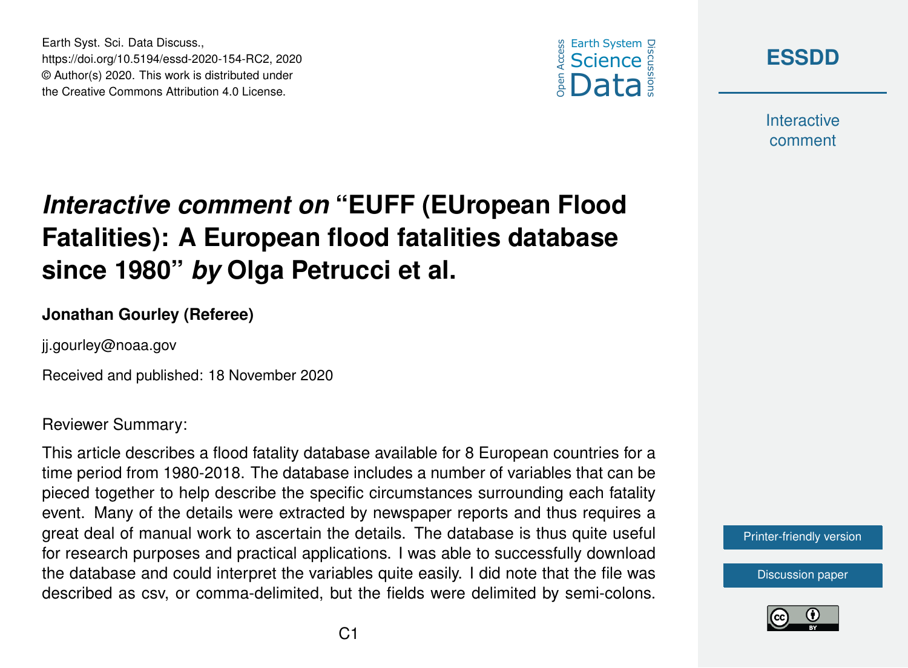# *Interactive comment on* "EUFF (EUropean Flood Fatalities): A European flood fatalities database since 1980" *by* Olga Petrucci et al.

**Jonathan Gourley (Referee)**

jj.gourley@noaa.gov

Received and published: 18 November 2020

Reviewer Summary:

This article describes a flood fatality database available for 8 European countries for a time period from 1980-2018. The database includes a number of variables that can be pieced together to help describe the specific circumstances surrounding each fatality event. Many of the details were extracted by newspaper reports and thus requires a great deal of manual work to ascertain the details. The database is thus quite useful for research purposes and practical applications. I was able to successfully download the database and could interpret the variables quite easily. I did note that the file was described as csv, or comma-delimited, but the fields were delimited by semi-colons.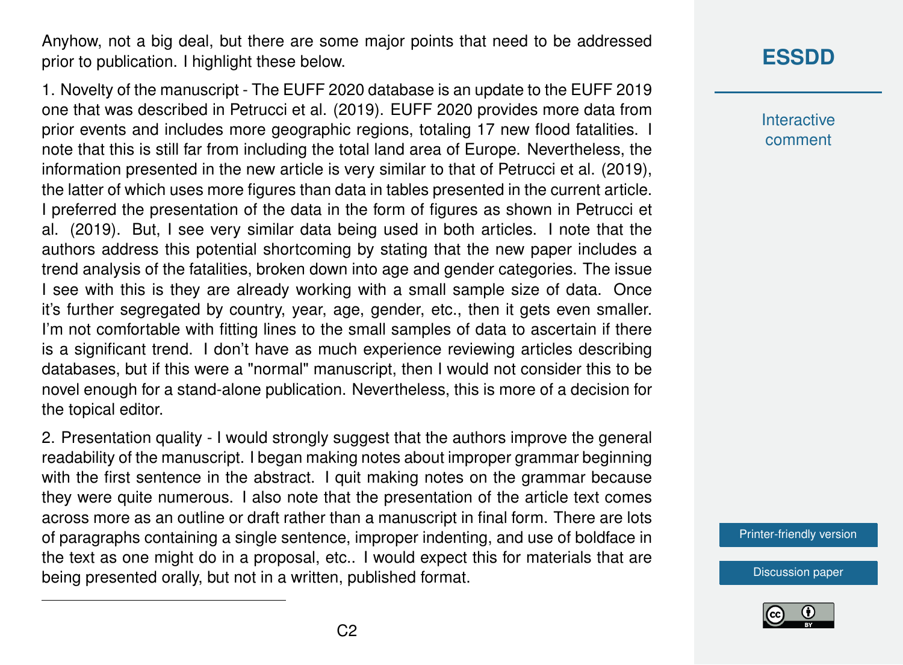Anyhow, not a big deal, but there are some major points that need to be addressed prior to publication. I highlight these below.

1. Novelty of the manuscript - The EUFF 2020 database is an update to the EUFF 2019 one that was described in Petrucci et al. (2019). EUFF 2020 provides more data from prior events and includes more geographic regions, totaling 17 new flood fatalities. I note that this is still far from including the total land area of Europe. Nevertheless, the information presented in the new article is very similar to that of Petrucci et al. (2019), the latter of which uses more figures than data in tables presented in the current article. I preferred the presentation of the data in the form of figures as shown in Petrucci et al. (2019). But, I see very similar data being used in both articles. I note that the authors address this potential shortcoming by stating that the new paper includes a trend analysis of the fatalities, broken down into age and gender categories. The issue I see with this is they are already working with a small sample size of data. Once it's further segregated by country, year, age, gender, etc., then it gets even smaller. I'm not comfortable with fitting lines to the small samples of data to ascertain if there is a significant trend. I don't have as much experience reviewing articles describing databases, but if this were a "normal" manuscript, then I would not consider this to be novel enough for a stand-alone publication. Nevertheless, this is more of a decision for the topical editor.

2. Presentation quality - I would strongly suggest that the authors improve the general readability of the manuscript. I began making notes about improper grammar beginning with the first sentence in the abstract. I quit making notes on the grammar because they were quite numerous. I also note that the presentation of the article text comes across more as an outline or draft rather than a manuscript in final form. There are lots of paragraphs containing a single sentence, improper indenting, and use of boldface in the text as one might do in a proposal, etc.. I would expect this for materials that are being presented orally, but not in a written, published format.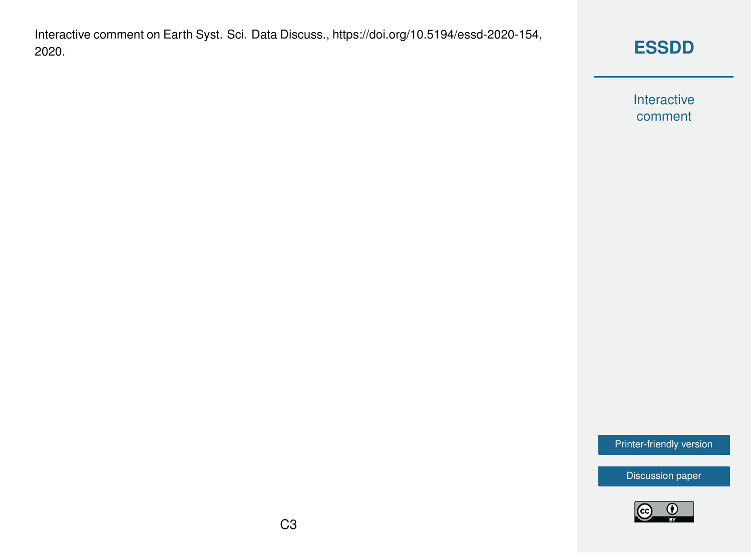Interactive comment on Earth Syst. Sci. Data Discuss., https://doi.org/10.5194/essd-2020-154, 2020.